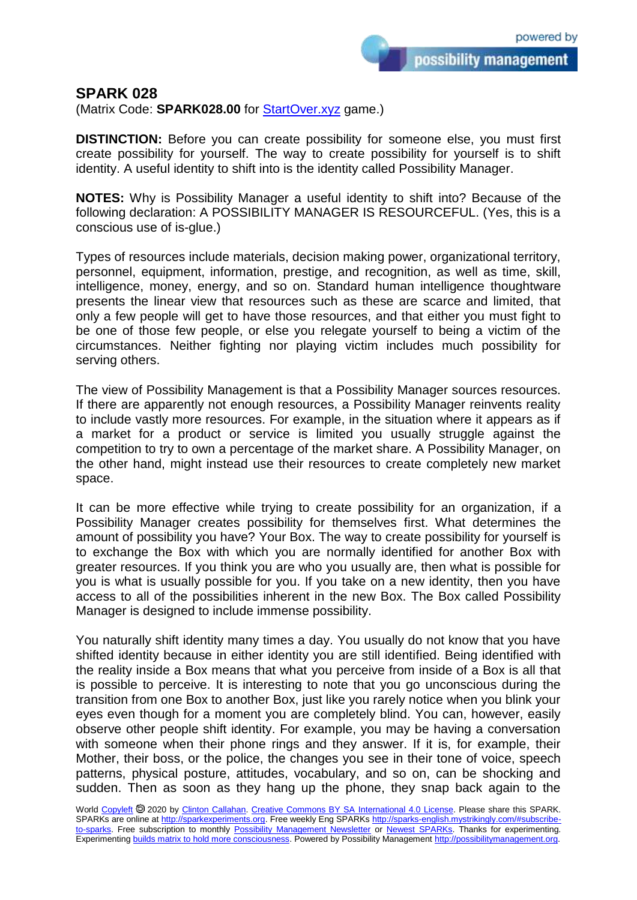## SPARK 028

(Matrix Code: **SPARK028.00** for StartOver.xyz game.)

**DISTINCTION:** Before you can create possibility for someone else, you must first create possibility for yourself. The way to create possibility for yourself is to shift identity. A useful identity to shift into is the identity called Possibility Manager.

**NOTES:** Why is Possibility Manager a useful identity to shift into? Because of the following declaration: A POSSIBILITY MANAGER IS RESOURCEFUL. (Yes, this is a conscious use of is-glue.)

Types of resources include materials, decision making power, organizational territory, personnel, equipment, information, prestige, and recognition, as well as time, skill, intelligence, money, energy, and so on. Standard human intelligence thoughtware presents the linear view that resources such as these are scarce and limited, that only a few people will get to have those resources, and that either you must fight to be one of those few people, or else you relegate yourself to being a victim of the circumstances. Neither fighting nor playing victim includes much possibility for serving others.

The view of Possibility Management is that a Possibility Manager sources resources. If there are apparently not enough resources, a Possibility Manager reinvents reality to include vastly more resources. For example, in the situation where it appears as if a market for a product or service is limited you usually struggle against the competition to try to own a percentage of the market share. A Possibility Manager, on the other hand, might instead use their resources to create completely new market space.

It can be more effective while trying to create possibility for an organization, if a Possibility Manager creates possibility for themselves first. What determines the amount of possibility you have? Your Box. The way to create possibility for yourself is to exchange the Box with which you are normally identified for another Box with greater resources. If you think you are who you usually are, then what is possible for you is what is usually possible for you. If you take on a new identity, then you have access to all of the possibilities inherent in the new Box. The Box called Possibility Manager is designed to include immense possibility.

You naturally shift identity many times a day. You usually do not know that you have shifted identity because in either identity you are still identified. Being identified with the reality inside a Box means that what you perceive from inside of a Box is all that is possible to perceive. It is interesting to note that you go unconscious during the transition from one Box to another Box, just like you rarely notice when you blink your eyes even though for a moment you are completely blind. You can, however, easily observe other people shift identity. For example, you may be having a conversation with someone when their phone rings and they answer. If it is, for example, their Mother, their boss, or the police, the changes you see in their tone of voice, speech patterns, physical posture, attitudes, vocabulary, and so on, can be shocking and sudden. Then as soon as they hang up the phone, they snap back again to the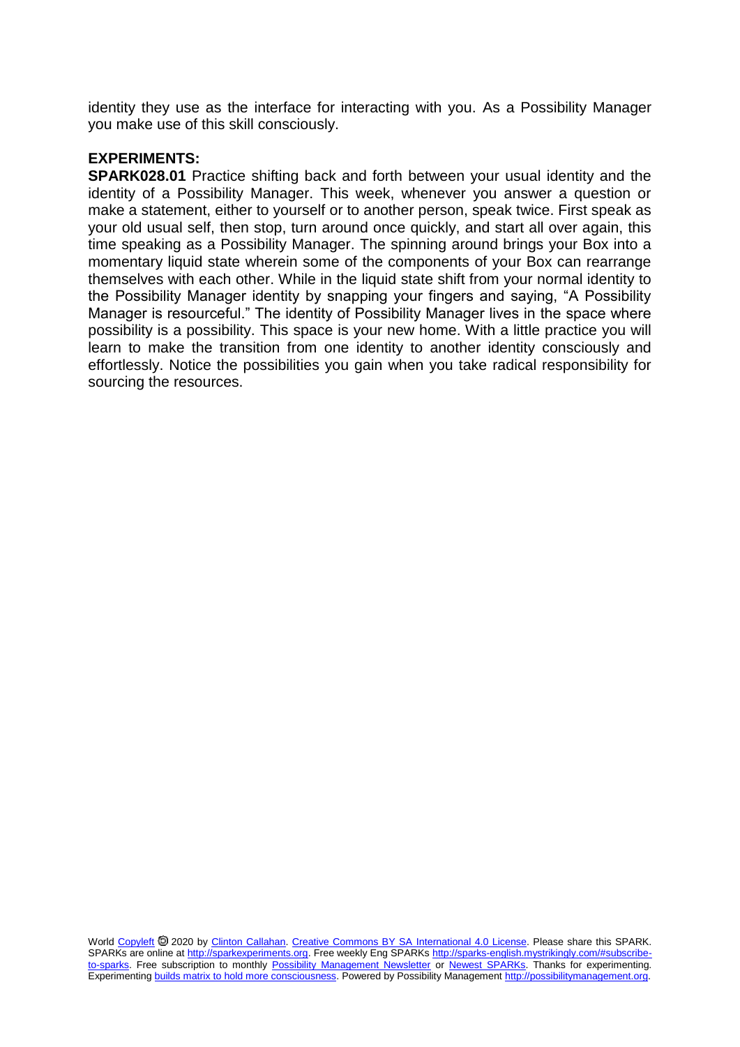identity they use as the interface for interacting with you. As a Possibility Manager you make use of this skill consciously.

**EXPERIMENTS:**

**SPARK028.01** Practice shifting back and forth between your usual identity and the identity of a Possibility Manager. This week, whenever you answer a question or make a statement, either to yourself or to another person, speak twice. First speak as your old usual self, then stop, turn around once quickly, and start all over again, this time speaking as a Possibility Manager. The spinning around brings your Box into a momentary liquid state wherein some of the components of your Box can rearrange themselves with each other. While in the liquid state shift from your normal identity to the Possibility Manager identity by snapping your fingers and saying, "A Possibility Manager is resourceful." The identity of Possibility Manager lives in the space where possibility is a possibility. This space is your new home. With a little practice you will learn to make the transition from one identity to another identity consciously and effortlessly. Notice the possibilities you gain when you take radical responsibility for sourcing the resources.

World Copyleft 🄯 2020 by Clinton Callahan. Creative Commons BY SA International 4.0 License. Please share this SPARK. SPARKs are online at http://sparkexperiments.org. Free weekly Eng SPARKs http://sparks-english.mystrikingly.com/#subscribe-to-sparks. Free subscription to monthly Possibility Management Newsletter or Newest SPARKs. Thanks for experimenting. Experimenting builds matrix to hold more consciousness. Powered by Possibility Management http://possibilitymanagement.org.